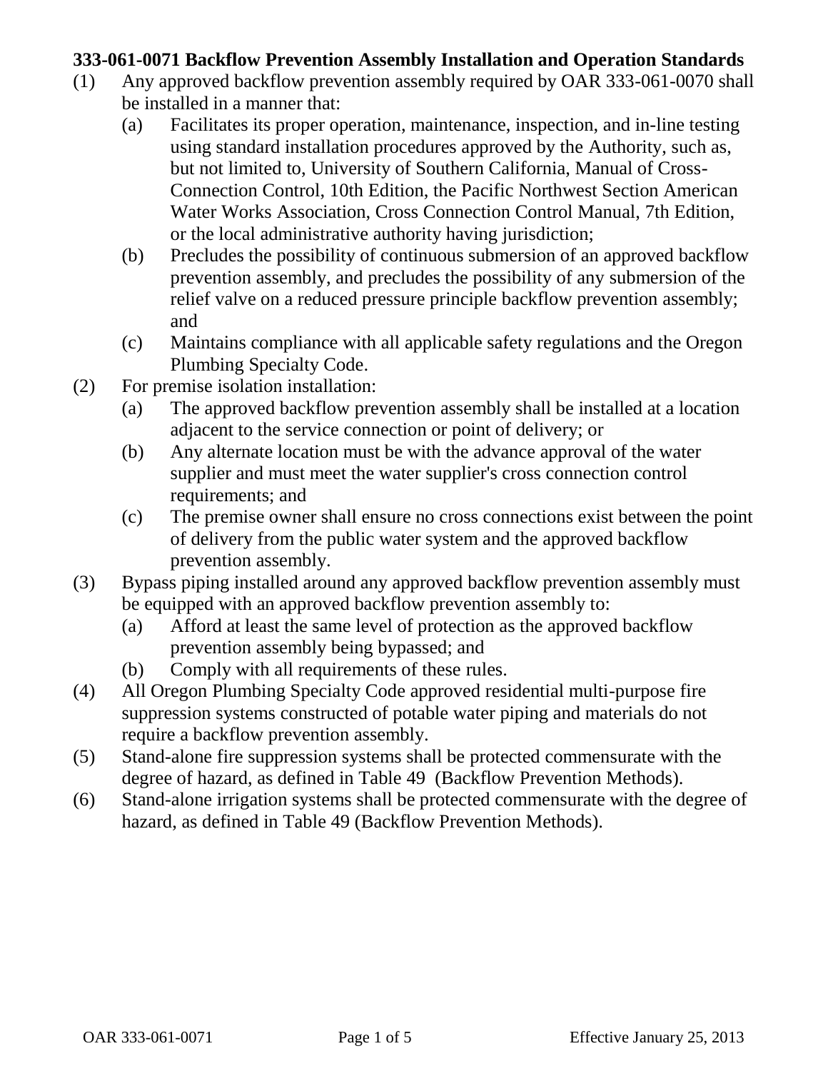**333-061-0071 Backflow Prevention Assembly Installation and Operation Standards**

(1) Any approved backflow prevention assembly required by OAR 333-061-0070 shall be installed in a manner that:

  (a) Facilitates its proper operation, maintenance, inspection, and in-line testing using standard installation procedures approved by the Authority, such as, but not limited to, University of Southern California, Manual of Cross-Connection Control, 10th Edition, the Pacific Northwest Section American Water Works Association, Cross Connection Control Manual, 7th Edition, or the local administrative authority having jurisdiction;

  (b) Precludes the possibility of continuous submersion of an approved backflow prevention assembly, and precludes the possibility of any submersion of the relief valve on a reduced pressure principle backflow prevention assembly; and

  (c) Maintains compliance with all applicable safety regulations and the Oregon Plumbing Specialty Code.

(2) For premise isolation installation:

  (a) The approved backflow prevention assembly shall be installed at a location adjacent to the service connection or point of delivery; or

  (b) Any alternate location must be with the advance approval of the water supplier and must meet the water supplier's cross connection control requirements; and

  (c) The premise owner shall ensure no cross connections exist between the point of delivery from the public water system and the approved backflow prevention assembly.

(3) Bypass piping installed around any approved backflow prevention assembly must be equipped with an approved backflow prevention assembly to:

  (a) Afford at least the same level of protection as the approved backflow prevention assembly being bypassed; and

  (b) Comply with all requirements of these rules.

(4) All Oregon Plumbing Specialty Code approved residential multi-purpose fire suppression systems constructed of potable water piping and materials do not require a backflow prevention assembly.

(5) Stand-alone fire suppression systems shall be protected commensurate with the degree of hazard, as defined in Table 49 (Backflow Prevention Methods).

(6) Stand-alone irrigation systems shall be protected commensurate with the degree of hazard, as defined in Table 49 (Backflow Prevention Methods).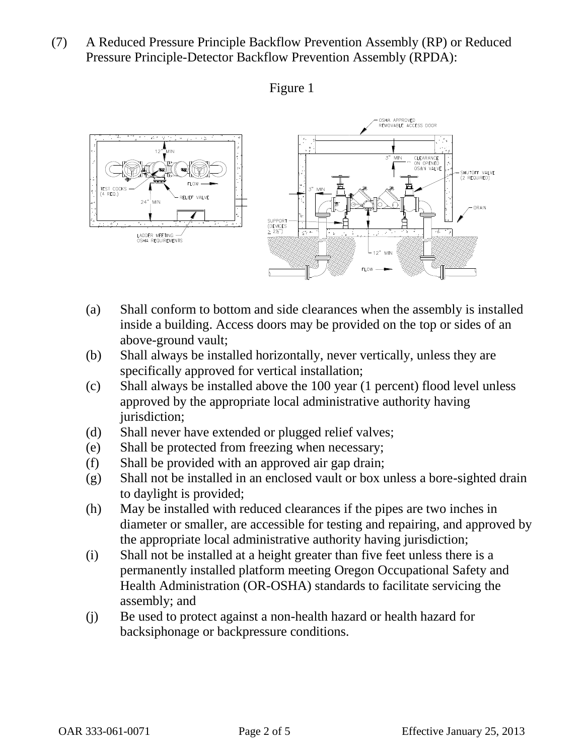(7) A Reduced Pressure Principle Backflow Prevention Assembly (RP) or Reduced Pressure Principle-Detector Backflow Prevention Assembly (RPDA):

Figure 1

- (a) Shall conform to bottom and side clearances when the assembly is installed inside a building. Access doors may be provided on the top or sides of an above-ground vault;
- (b) Shall always be installed horizontally, never vertically, unless they are specifically approved for vertical installation;
- (c) Shall always be installed above the 100 year (1 percent) flood level unless approved by the appropriate local administrative authority having jurisdiction;
- (d) Shall never have extended or plugged relief valves;
- (e) Shall be protected from freezing when necessary;
- (f) Shall be provided with an approved air gap drain;
- (g) Shall not be installed in an enclosed vault or box unless a bore-sighted drain to daylight is provided;
- (h) May be installed with reduced clearances if the pipes are two inches in diameter or smaller, are accessible for testing and repairing, and approved by the appropriate local administrative authority having jurisdiction;
- (i) Shall not be installed at a height greater than five feet unless there is a permanently installed platform meeting Oregon Occupational Safety and Health Administration (OR-OSHA) standards to facilitate servicing the assembly; and
- (j) Be used to protect against a non-health hazard or health hazard for backsiphonage or backpressure conditions.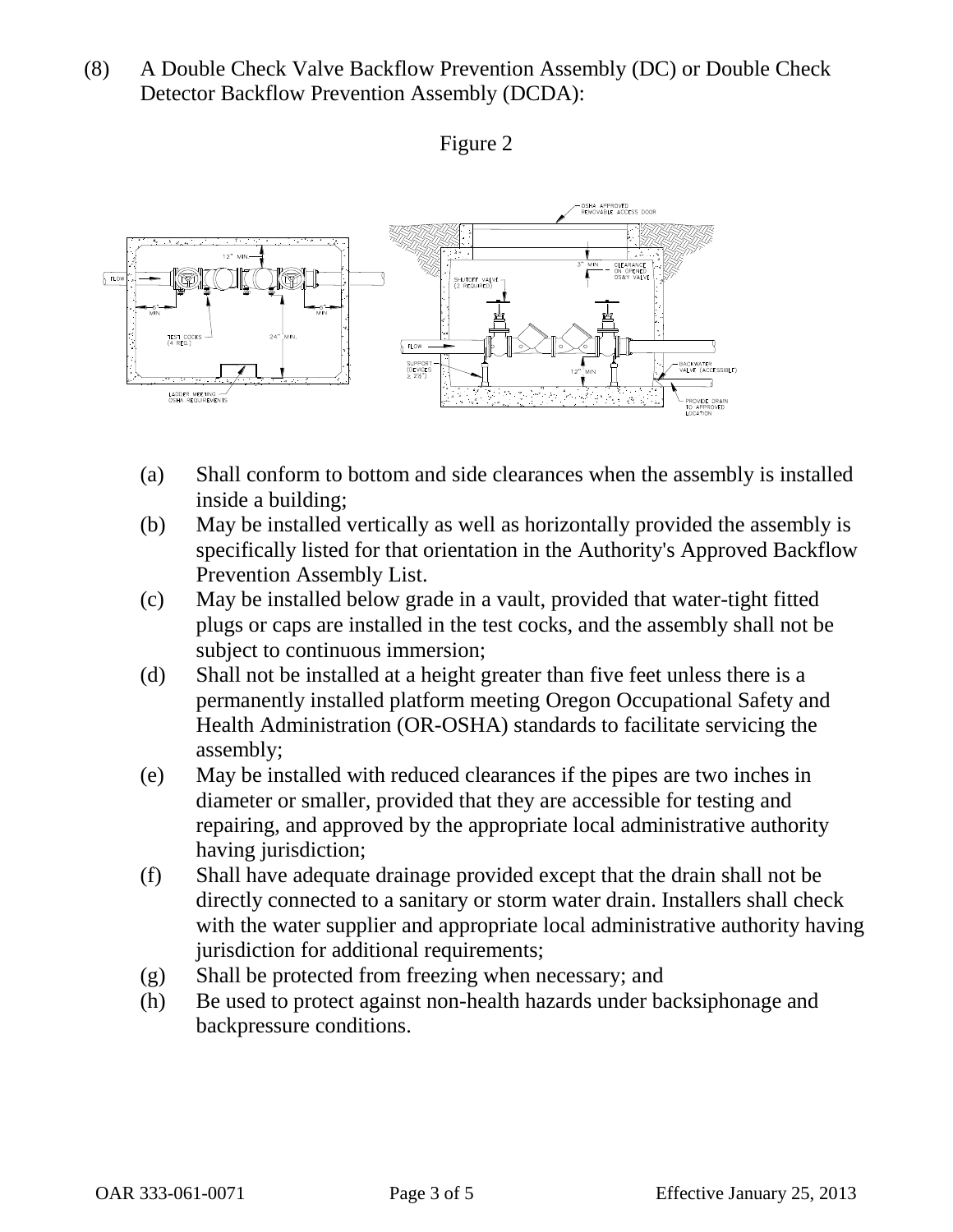(8) A Double Check Valve Backflow Prevention Assembly (DC) or Double Check Detector Backflow Prevention Assembly (DCDA):

Figure 2

(a) Shall conform to bottom and side clearances when the assembly is installed inside a building;

(b) May be installed vertically as well as horizontally provided the assembly is specifically listed for that orientation in the Authority's Approved Backflow Prevention Assembly List.

(c) May be installed below grade in a vault, provided that water-tight fitted plugs or caps are installed in the test cocks, and the assembly shall not be subject to continuous immersion;

(d) Shall not be installed at a height greater than five feet unless there is a permanently installed platform meeting Oregon Occupational Safety and Health Administration (OR-OSHA) standards to facilitate servicing the assembly;

(e) May be installed with reduced clearances if the pipes are two inches in diameter or smaller, provided that they are accessible for testing and repairing, and approved by the appropriate local administrative authority having jurisdiction;

(f) Shall have adequate drainage provided except that the drain shall not be directly connected to a sanitary or storm water drain. Installers shall check with the water supplier and appropriate local administrative authority having jurisdiction for additional requirements;

(g) Shall be protected from freezing when necessary; and

(h) Be used to protect against non-health hazards under backsiphonage and backpressure conditions.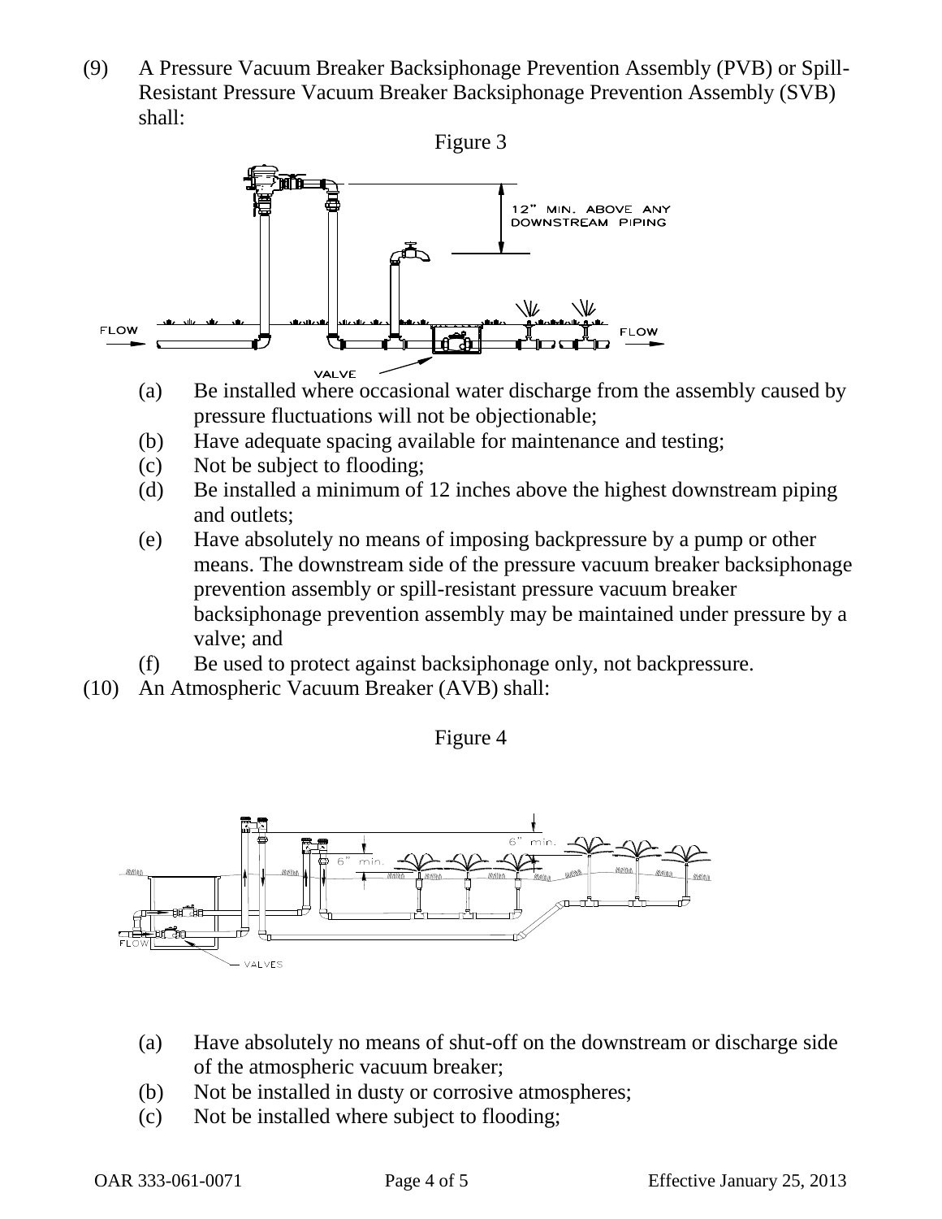(9) A Pressure Vacuum Breaker Backsiphonage Prevention Assembly (PVB) or Spill-Resistant Pressure Vacuum Breaker Backsiphonage Prevention Assembly (SVB) shall:

Figure 3

(a) Be installed where occasional water discharge from the assembly caused by pressure fluctuations will not be objectionable;
(b) Have adequate spacing available for maintenance and testing;
(c) Not be subject to flooding;
(d) Be installed a minimum of 12 inches above the highest downstream piping and outlets;
(e) Have absolutely no means of imposing backpressure by a pump or other means. The downstream side of the pressure vacuum breaker backsiphonage prevention assembly or spill-resistant pressure vacuum breaker backsiphonage prevention assembly may be maintained under pressure by a valve; and
(f) Be used to protect against backsiphonage only, not backpressure.

(10) An Atmospheric Vacuum Breaker (AVB) shall:

Figure 4

(a) Have absolutely no means of shut-off on the downstream or discharge side of the atmospheric vacuum breaker;
(b) Not be installed in dusty or corrosive atmospheres;
(c) Not be installed where subject to flooding;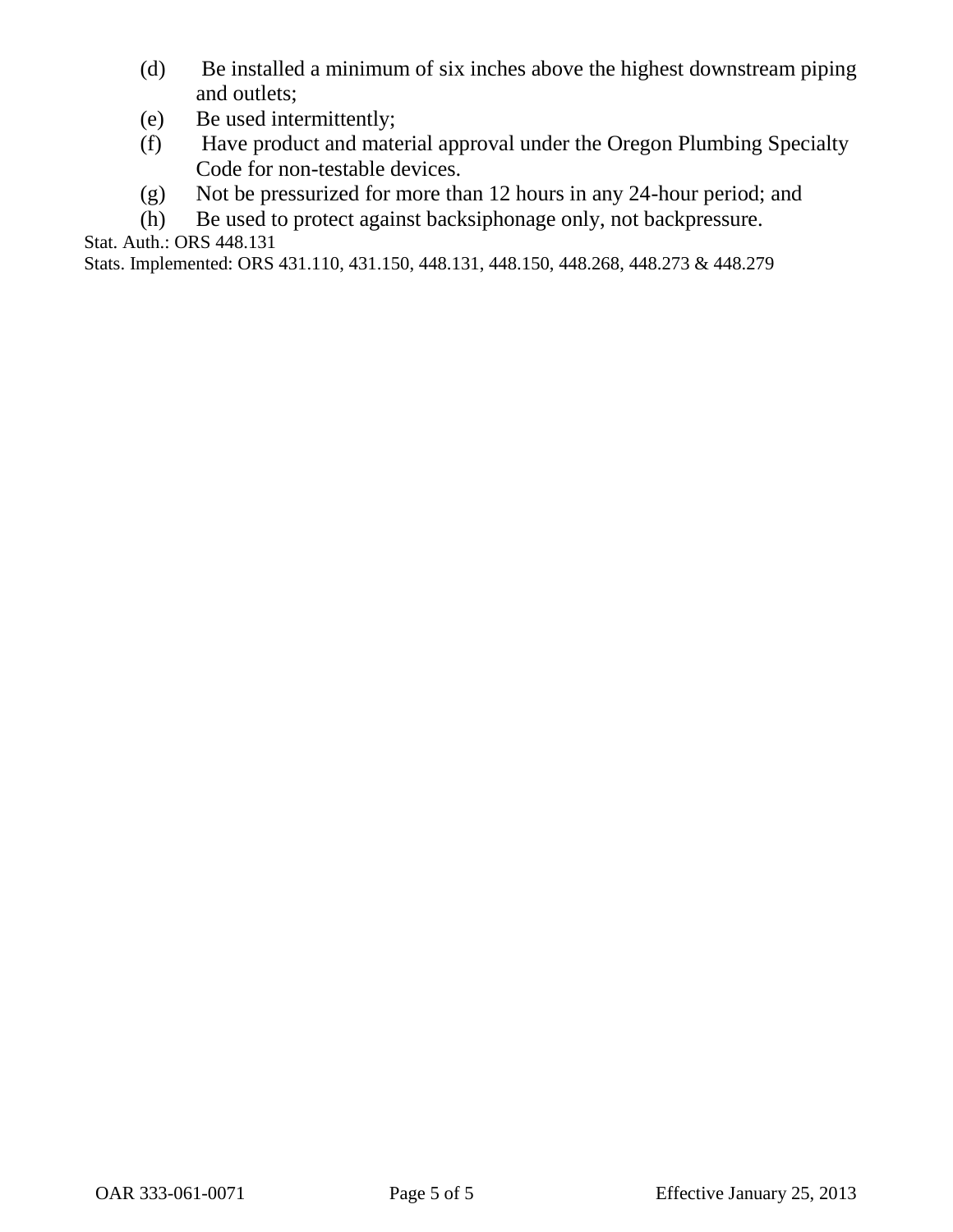(d) Be installed a minimum of six inches above the highest downstream piping and outlets;

(e) Be used intermittently;

(f) Have product and material approval under the Oregon Plumbing Specialty Code for non-testable devices.

(g) Not be pressurized for more than 12 hours in any 24-hour period; and

(h) Be used to protect against backsiphonage only, not backpressure.

Stat. Auth.: ORS 448.131

Stats. Implemented: ORS 431.110, 431.150, 448.131, 448.150, 448.268, 448.273 & 448.279